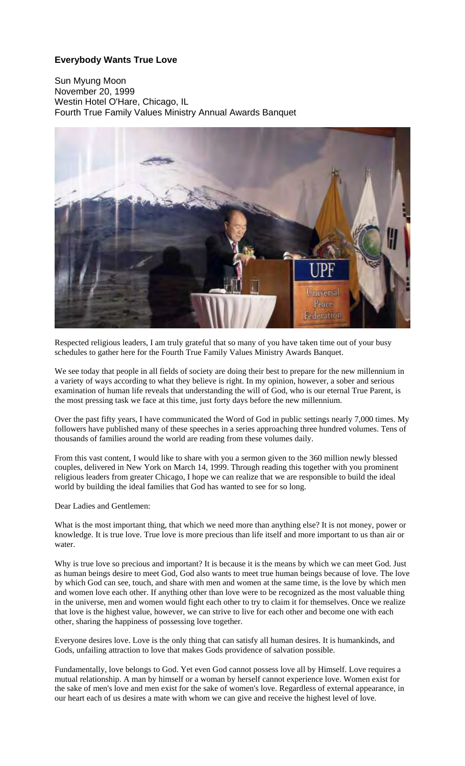## Everybody Wants True Love

Sun Myung Moon
November 20, 1999
Westin Hotel O'Hare, Chicago, IL
Fourth True Family Values Ministry Annual Awards Banquet

Respected religious leaders, I am truly grateful that so many of you have taken time out of your busy schedules to gather here for the Fourth True Family Values Ministry Awards Banquet.

We see today that people in all fields of society are doing their best to prepare for the new millennium in a variety of ways according to what they believe is right. In my opinion, however, a sober and serious examination of human life reveals that understanding the will of God, who is our eternal True Parent, is the most pressing task we face at this time, just forty days before the new millennium.

Over the past fifty years, I have communicated the Word of God in public settings nearly 7,000 times. My followers have published many of these speeches in a series approaching three hundred volumes. Tens of thousands of families around the world are reading from these volumes daily.

From this vast content, I would like to share with you a sermon given to the 360 million newly blessed couples, delivered in New York on March 14, 1999. Through reading this together with you prominent religious leaders from greater Chicago, I hope we can realize that we are responsible to build the ideal world by building the ideal families that God has wanted to see for so long.

Dear Ladies and Gentlemen:

What is the most important thing, that which we need more than anything else? It is not money, power or knowledge. It is true love. True love is more precious than life itself and more important to us than air or water.

Why is true love so precious and important? It is because it is the means by which we can meet God. Just as human beings desire to meet God, God also wants to meet true human beings because of love. The love by which God can see, touch, and share with men and women at the same time, is the love by which men and women love each other. If anything other than love were to be recognized as the most valuable thing in the universe, men and women would fight each other to try to claim it for themselves. Once we realize that love is the highest value, however, we can strive to live for each other and become one with each other, sharing the happiness of possessing love together.

Everyone desires love. Love is the only thing that can satisfy all human desires. It is humankinds, and Gods, unfailing attraction to love that makes Gods providence of salvation possible.

Fundamentally, love belongs to God. Yet even God cannot possess love all by Himself. Love requires a mutual relationship. A man by himself or a woman by herself cannot experience love. Women exist for the sake of men's love and men exist for the sake of women's love. Regardless of external appearance, in our heart each of us desires a mate with whom we can give and receive the highest level of love.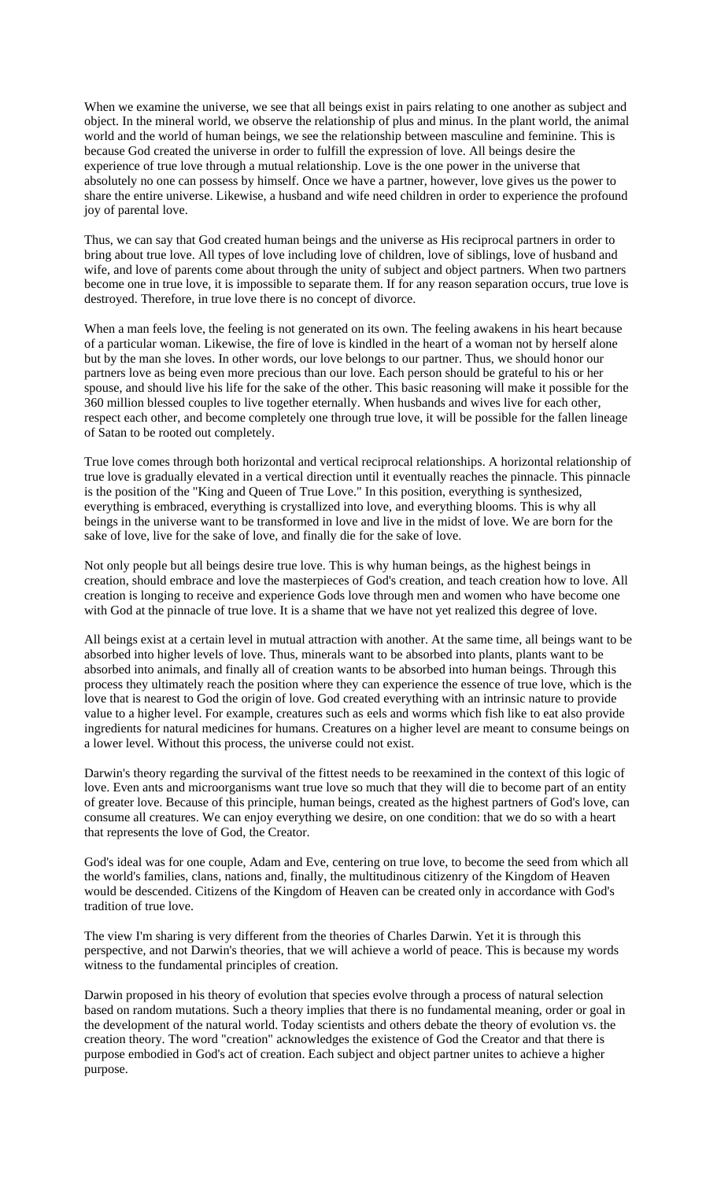When we examine the universe, we see that all beings exist in pairs relating to one another as subject and object. In the mineral world, we observe the relationship of plus and minus. In the plant world, the animal world and the world of human beings, we see the relationship between masculine and feminine. This is because God created the universe in order to fulfill the expression of love. All beings desire the experience of true love through a mutual relationship. Love is the one power in the universe that absolutely no one can possess by himself. Once we have a partner, however, love gives us the power to share the entire universe. Likewise, a husband and wife need children in order to experience the profound joy of parental love.

Thus, we can say that God created human beings and the universe as His reciprocal partners in order to bring about true love. All types of love including love of children, love of siblings, love of husband and wife, and love of parents come about through the unity of subject and object partners. When two partners become one in true love, it is impossible to separate them. If for any reason separation occurs, true love is destroyed. Therefore, in true love there is no concept of divorce.

When a man feels love, the feeling is not generated on its own. The feeling awakens in his heart because of a particular woman. Likewise, the fire of love is kindled in the heart of a woman not by herself alone but by the man she loves. In other words, our love belongs to our partner. Thus, we should honor our partners love as being even more precious than our love. Each person should be grateful to his or her spouse, and should live his life for the sake of the other. This basic reasoning will make it possible for the 360 million blessed couples to live together eternally. When husbands and wives live for each other, respect each other, and become completely one through true love, it will be possible for the fallen lineage of Satan to be rooted out completely.

True love comes through both horizontal and vertical reciprocal relationships. A horizontal relationship of true love is gradually elevated in a vertical direction until it eventually reaches the pinnacle. This pinnacle is the position of the "King and Queen of True Love." In this position, everything is synthesized, everything is embraced, everything is crystallized into love, and everything blooms. This is why all beings in the universe want to be transformed in love and live in the midst of love. We are born for the sake of love, live for the sake of love, and finally die for the sake of love.

Not only people but all beings desire true love. This is why human beings, as the highest beings in creation, should embrace and love the masterpieces of God's creation, and teach creation how to love. All creation is longing to receive and experience Gods love through men and women who have become one with God at the pinnacle of true love. It is a shame that we have not yet realized this degree of love.

All beings exist at a certain level in mutual attraction with another. At the same time, all beings want to be absorbed into higher levels of love. Thus, minerals want to be absorbed into plants, plants want to be absorbed into animals, and finally all of creation wants to be absorbed into human beings. Through this process they ultimately reach the position where they can experience the essence of true love, which is the love that is nearest to God the origin of love. God created everything with an intrinsic nature to provide value to a higher level. For example, creatures such as eels and worms which fish like to eat also provide ingredients for natural medicines for humans. Creatures on a higher level are meant to consume beings on a lower level. Without this process, the universe could not exist.

Darwin's theory regarding the survival of the fittest needs to be reexamined in the context of this logic of love. Even ants and microorganisms want true love so much that they will die to become part of an entity of greater love. Because of this principle, human beings, created as the highest partners of God's love, can consume all creatures. We can enjoy everything we desire, on one condition: that we do so with a heart that represents the love of God, the Creator.

God's ideal was for one couple, Adam and Eve, centering on true love, to become the seed from which all the world's families, clans, nations and, finally, the multitudinous citizenry of the Kingdom of Heaven would be descended. Citizens of the Kingdom of Heaven can be created only in accordance with God's tradition of true love.

The view I'm sharing is very different from the theories of Charles Darwin. Yet it is through this perspective, and not Darwin's theories, that we will achieve a world of peace. This is because my words witness to the fundamental principles of creation.

Darwin proposed in his theory of evolution that species evolve through a process of natural selection based on random mutations. Such a theory implies that there is no fundamental meaning, order or goal in the development of the natural world. Today scientists and others debate the theory of evolution vs. the creation theory. The word "creation" acknowledges the existence of God the Creator and that there is purpose embodied in God's act of creation. Each subject and object partner unites to achieve a higher purpose.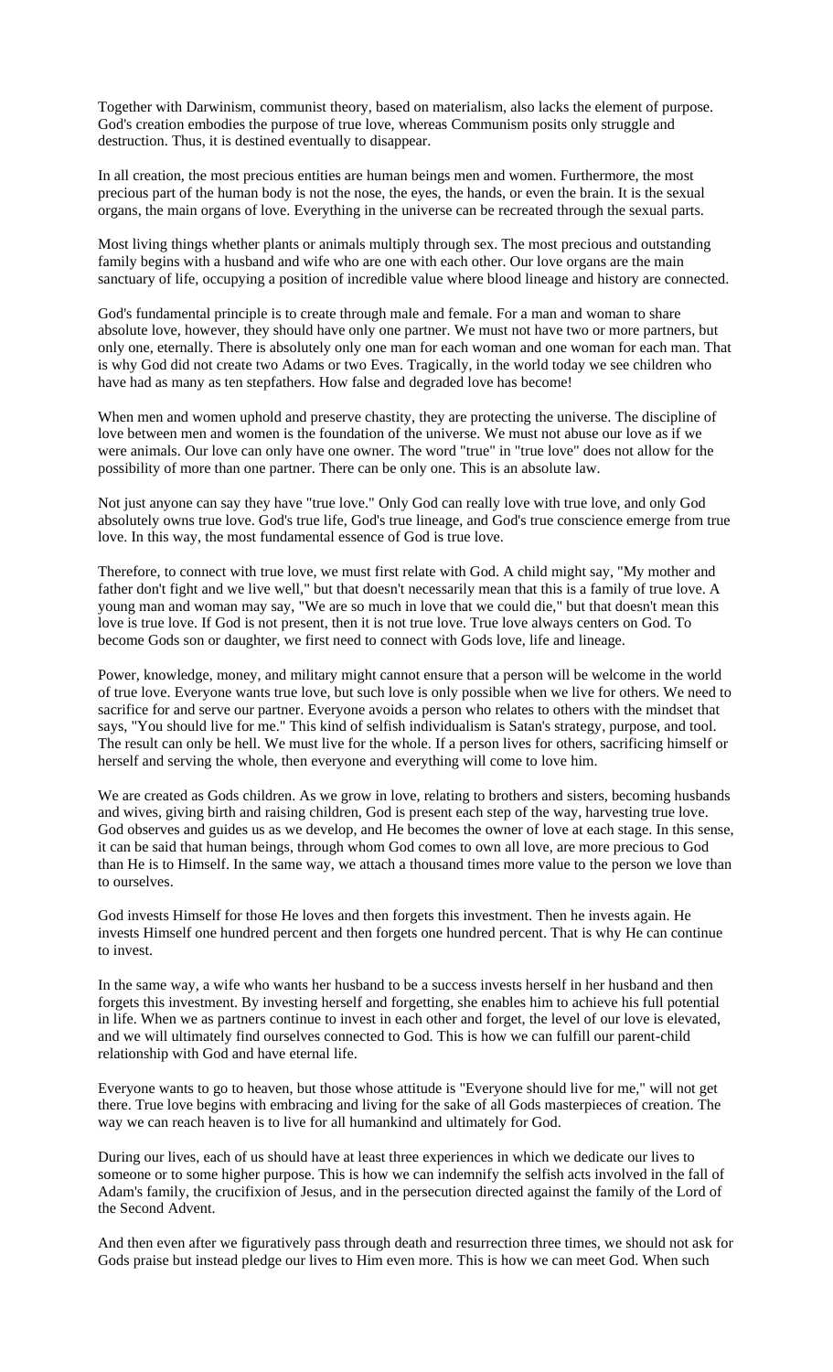Together with Darwinism, communist theory, based on materialism, also lacks the element of purpose. God's creation embodies the purpose of true love, whereas Communism posits only struggle and destruction. Thus, it is destined eventually to disappear.

In all creation, the most precious entities are human beings men and women. Furthermore, the most precious part of the human body is not the nose, the eyes, the hands, or even the brain. It is the sexual organs, the main organs of love. Everything in the universe can be recreated through the sexual parts.

Most living things whether plants or animals multiply through sex. The most precious and outstanding family begins with a husband and wife who are one with each other. Our love organs are the main sanctuary of life, occupying a position of incredible value where blood lineage and history are connected.

God's fundamental principle is to create through male and female. For a man and woman to share absolute love, however, they should have only one partner. We must not have two or more partners, but only one, eternally. There is absolutely only one man for each woman and one woman for each man. That is why God did not create two Adams or two Eves. Tragically, in the world today we see children who have had as many as ten stepfathers. How false and degraded love has become!

When men and women uphold and preserve chastity, they are protecting the universe. The discipline of love between men and women is the foundation of the universe. We must not abuse our love as if we were animals. Our love can only have one owner. The word "true" in "true love" does not allow for the possibility of more than one partner. There can be only one. This is an absolute law.

Not just anyone can say they have "true love." Only God can really love with true love, and only God absolutely owns true love. God's true life, God's true lineage, and God's true conscience emerge from true love. In this way, the most fundamental essence of God is true love.

Therefore, to connect with true love, we must first relate with God. A child might say, "My mother and father don't fight and we live well," but that doesn't necessarily mean that this is a family of true love. A young man and woman may say, "We are so much in love that we could die," but that doesn't mean this love is true love. If God is not present, then it is not true love. True love always centers on God. To become Gods son or daughter, we first need to connect with Gods love, life and lineage.

Power, knowledge, money, and military might cannot ensure that a person will be welcome in the world of true love. Everyone wants true love, but such love is only possible when we live for others. We need to sacrifice for and serve our partner. Everyone avoids a person who relates to others with the mindset that says, "You should live for me." This kind of selfish individualism is Satan's strategy, purpose, and tool. The result can only be hell. We must live for the whole. If a person lives for others, sacrificing himself or herself and serving the whole, then everyone and everything will come to love him.

We are created as Gods children. As we grow in love, relating to brothers and sisters, becoming husbands and wives, giving birth and raising children, God is present each step of the way, harvesting true love. God observes and guides us as we develop, and He becomes the owner of love at each stage. In this sense, it can be said that human beings, through whom God comes to own all love, are more precious to God than He is to Himself. In the same way, we attach a thousand times more value to the person we love than to ourselves.

God invests Himself for those He loves and then forgets this investment. Then he invests again. He invests Himself one hundred percent and then forgets one hundred percent. That is why He can continue to invest.

In the same way, a wife who wants her husband to be a success invests herself in her husband and then forgets this investment. By investing herself and forgetting, she enables him to achieve his full potential in life. When we as partners continue to invest in each other and forget, the level of our love is elevated, and we will ultimately find ourselves connected to God. This is how we can fulfill our parent-child relationship with God and have eternal life.

Everyone wants to go to heaven, but those whose attitude is "Everyone should live for me," will not get there. True love begins with embracing and living for the sake of all Gods masterpieces of creation. The way we can reach heaven is to live for all humankind and ultimately for God.

During our lives, each of us should have at least three experiences in which we dedicate our lives to someone or to some higher purpose. This is how we can indemnify the selfish acts involved in the fall of Adam's family, the crucifixion of Jesus, and in the persecution directed against the family of the Lord of the Second Advent.

And then even after we figuratively pass through death and resurrection three times, we should not ask for Gods praise but instead pledge our lives to Him even more. This is how we can meet God. When such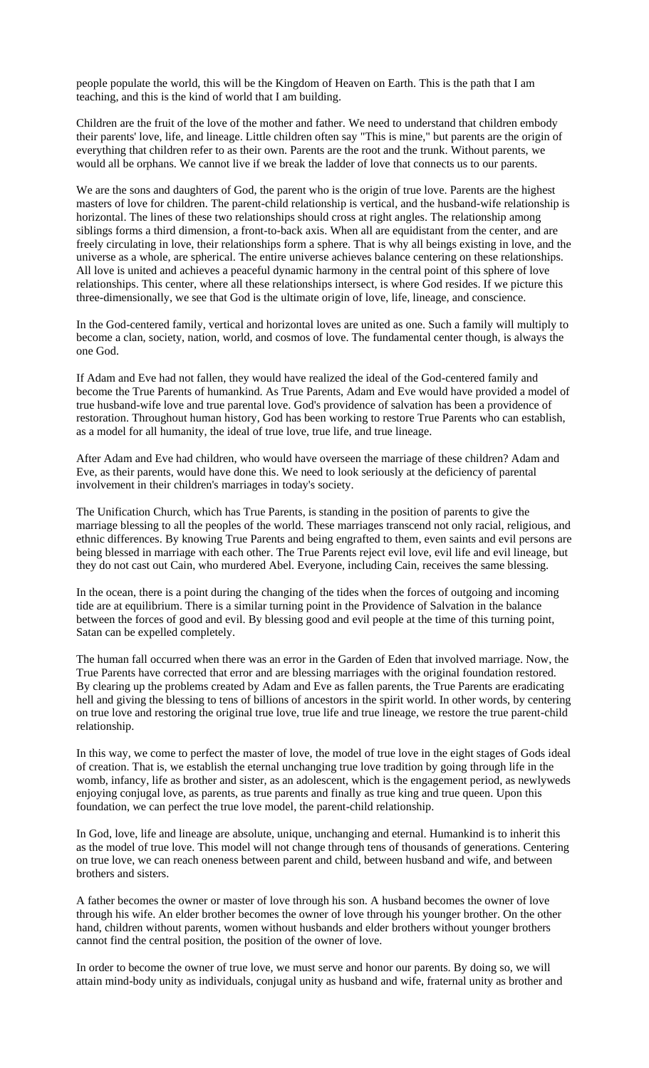people populate the world, this will be the Kingdom of Heaven on Earth. This is the path that I am teaching, and this is the kind of world that I am building.

Children are the fruit of the love of the mother and father. We need to understand that children embody their parents' love, life, and lineage. Little children often say "This is mine," but parents are the origin of everything that children refer to as their own. Parents are the root and the trunk. Without parents, we would all be orphans. We cannot live if we break the ladder of love that connects us to our parents.

We are the sons and daughters of God, the parent who is the origin of true love. Parents are the highest masters of love for children. The parent-child relationship is vertical, and the husband-wife relationship is horizontal. The lines of these two relationships should cross at right angles. The relationship among siblings forms a third dimension, a front-to-back axis. When all are equidistant from the center, and are freely circulating in love, their relationships form a sphere. That is why all beings existing in love, and the universe as a whole, are spherical. The entire universe achieves balance centering on these relationships. All love is united and achieves a peaceful dynamic harmony in the central point of this sphere of love relationships. This center, where all these relationships intersect, is where God resides. If we picture this three-dimensionally, we see that God is the ultimate origin of love, life, lineage, and conscience.

In the God-centered family, vertical and horizontal loves are united as one. Such a family will multiply to become a clan, society, nation, world, and cosmos of love. The fundamental center though, is always the one God.

If Adam and Eve had not fallen, they would have realized the ideal of the God-centered family and become the True Parents of humankind. As True Parents, Adam and Eve would have provided a model of true husband-wife love and true parental love. God's providence of salvation has been a providence of restoration. Throughout human history, God has been working to restore True Parents who can establish, as a model for all humanity, the ideal of true love, true life, and true lineage.

After Adam and Eve had children, who would have overseen the marriage of these children? Adam and Eve, as their parents, would have done this. We need to look seriously at the deficiency of parental involvement in their children's marriages in today's society.

The Unification Church, which has True Parents, is standing in the position of parents to give the marriage blessing to all the peoples of the world. These marriages transcend not only racial, religious, and ethnic differences. By knowing True Parents and being engrafted to them, even saints and evil persons are being blessed in marriage with each other. The True Parents reject evil love, evil life and evil lineage, but they do not cast out Cain, who murdered Abel. Everyone, including Cain, receives the same blessing.

In the ocean, there is a point during the changing of the tides when the forces of outgoing and incoming tide are at equilibrium. There is a similar turning point in the Providence of Salvation in the balance between the forces of good and evil. By blessing good and evil people at the time of this turning point, Satan can be expelled completely.

The human fall occurred when there was an error in the Garden of Eden that involved marriage. Now, the True Parents have corrected that error and are blessing marriages with the original foundation restored. By clearing up the problems created by Adam and Eve as fallen parents, the True Parents are eradicating hell and giving the blessing to tens of billions of ancestors in the spirit world. In other words, by centering on true love and restoring the original true love, true life and true lineage, we restore the true parent-child relationship.

In this way, we come to perfect the master of love, the model of true love in the eight stages of Gods ideal of creation. That is, we establish the eternal unchanging true love tradition by going through life in the womb, infancy, life as brother and sister, as an adolescent, which is the engagement period, as newlyweds enjoying conjugal love, as parents, as true parents and finally as true king and true queen. Upon this foundation, we can perfect the true love model, the parent-child relationship.

In God, love, life and lineage are absolute, unique, unchanging and eternal. Humankind is to inherit this as the model of true love. This model will not change through tens of thousands of generations. Centering on true love, we can reach oneness between parent and child, between husband and wife, and between brothers and sisters.

A father becomes the owner or master of love through his son. A husband becomes the owner of love through his wife. An elder brother becomes the owner of love through his younger brother. On the other hand, children without parents, women without husbands and elder brothers without younger brothers cannot find the central position, the position of the owner of love.

In order to become the owner of true love, we must serve and honor our parents. By doing so, we will attain mind-body unity as individuals, conjugal unity as husband and wife, fraternal unity as brother and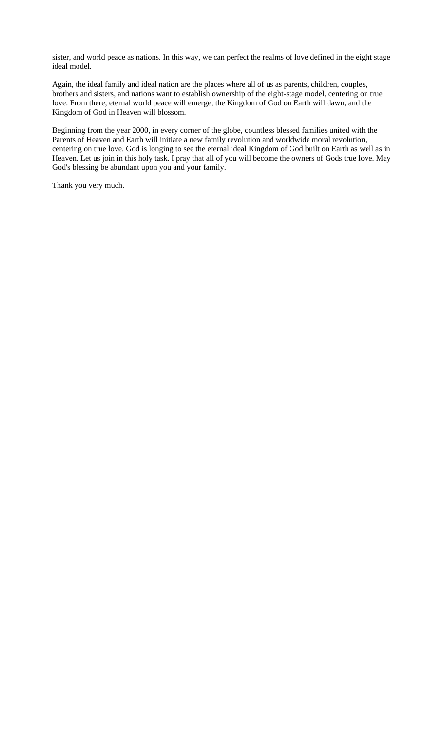sister, and world peace as nations. In this way, we can perfect the realms of love defined in the eight stage ideal model.

Again, the ideal family and ideal nation are the places where all of us as parents, children, couples, brothers and sisters, and nations want to establish ownership of the eight-stage model, centering on true love. From there, eternal world peace will emerge, the Kingdom of God on Earth will dawn, and the Kingdom of God in Heaven will blossom.

Beginning from the year 2000, in every corner of the globe, countless blessed families united with the Parents of Heaven and Earth will initiate a new family revolution and worldwide moral revolution, centering on true love. God is longing to see the eternal ideal Kingdom of God built on Earth as well as in Heaven. Let us join in this holy task. I pray that all of you will become the owners of Gods true love. May God's blessing be abundant upon you and your family.

Thank you very much.